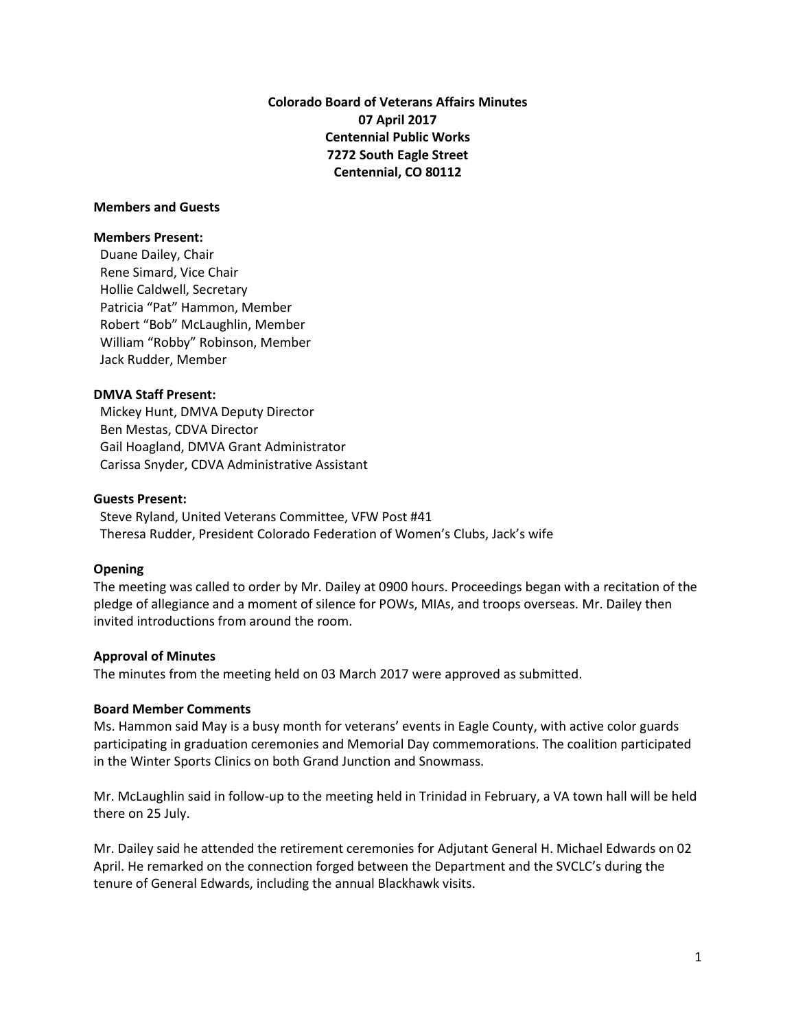# Colorado Board of Veterans Affairs Minutes

**07 April 2017**
**Centennial Public Works**
**7272 South Eagle Street**
**Centennial, CO 80112**

### Members and Guests

### Members Present:

Duane Dailey, Chair
Rene Simard, Vice Chair
Hollie Caldwell, Secretary
Patricia "Pat" Hammon, Member
Robert "Bob" McLaughlin, Member
William "Robby" Robinson, Member
Jack Rudder, Member

### DMVA Staff Present:

Mickey Hunt, DMVA Deputy Director
Ben Mestas, CDVA Director
Gail Hoagland, DMVA Grant Administrator
Carissa Snyder, CDVA Administrative Assistant

### Guests Present:

Steve Ryland, United Veterans Committee, VFW Post #41
Theresa Rudder, President Colorado Federation of Women's Clubs, Jack's wife

### Opening

The meeting was called to order by Mr. Dailey at 0900 hours. Proceedings began with a recitation of the pledge of allegiance and a moment of silence for POWs, MIAs, and troops overseas. Mr. Dailey then invited introductions from around the room.

### Approval of Minutes

The minutes from the meeting held on 03 March 2017 were approved as submitted.

### Board Member Comments

Ms. Hammon said May is a busy month for veterans' events in Eagle County, with active color guards participating in graduation ceremonies and Memorial Day commemorations. The coalition participated in the Winter Sports Clinics on both Grand Junction and Snowmass.

Mr. McLaughlin said in follow-up to the meeting held in Trinidad in February, a VA town hall will be held there on 25 July.

Mr. Dailey said he attended the retirement ceremonies for Adjutant General H. Michael Edwards on 02 April. He remarked on the connection forged between the Department and the SVCLC's during the tenure of General Edwards, including the annual Blackhawk visits.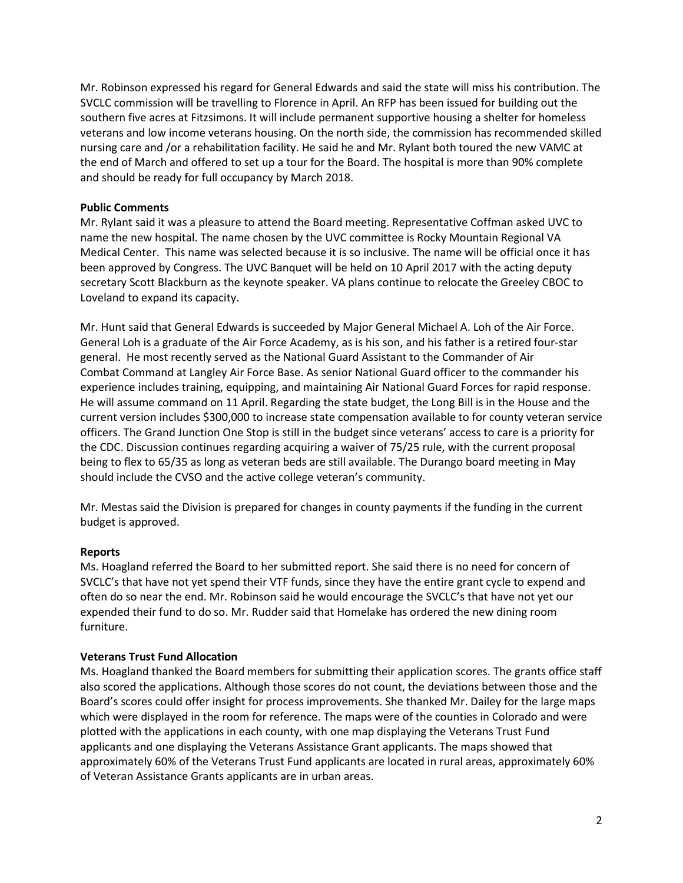Mr. Robinson expressed his regard for General Edwards and said the state will miss his contribution. The SVCLC commission will be travelling to Florence in April. An RFP has been issued for building out the southern five acres at Fitzsimons. It will include permanent supportive housing a shelter for homeless veterans and low income veterans housing. On the north side, the commission has recommended skilled nursing care and /or a rehabilitation facility. He said he and Mr. Rylant both toured the new VAMC at the end of March and offered to set up a tour for the Board. The hospital is more than 90% complete and should be ready for full occupancy by March 2018.

**Public Comments**

Mr. Rylant said it was a pleasure to attend the Board meeting. Representative Coffman asked UVC to name the new hospital. The name chosen by the UVC committee is Rocky Mountain Regional VA Medical Center. This name was selected because it is so inclusive. The name will be official once it has been approved by Congress. The UVC Banquet will be held on 10 April 2017 with the acting deputy secretary Scott Blackburn as the keynote speaker. VA plans continue to relocate the Greeley CBOC to Loveland to expand its capacity.

Mr. Hunt said that General Edwards is succeeded by Major General Michael A. Loh of the Air Force. General Loh is a graduate of the Air Force Academy, as is his son, and his father is a retired four-star general. He most recently served as the National Guard Assistant to the Commander of Air Combat Command at Langley Air Force Base. As senior National Guard officer to the commander his experience includes training, equipping, and maintaining Air National Guard Forces for rapid response. He will assume command on 11 April. Regarding the state budget, the Long Bill is in the House and the current version includes $300,000 to increase state compensation available to for county veteran service officers. The Grand Junction One Stop is still in the budget since veterans' access to care is a priority for the CDC. Discussion continues regarding acquiring a waiver of 75/25 rule, with the current proposal being to flex to 65/35 as long as veteran beds are still available. The Durango board meeting in May should include the CVSO and the active college veteran's community.

Mr. Mestas said the Division is prepared for changes in county payments if the funding in the current budget is approved.

**Reports**

Ms. Hoagland referred the Board to her submitted report. She said there is no need for concern of SVCLC's that have not yet spend their VTF funds, since they have the entire grant cycle to expend and often do so near the end. Mr. Robinson said he would encourage the SVCLC's that have not yet our expended their fund to do so. Mr. Rudder said that Homelake has ordered the new dining room furniture.

**Veterans Trust Fund Allocation**

Ms. Hoagland thanked the Board members for submitting their application scores. The grants office staff also scored the applications. Although those scores do not count, the deviations between those and the Board's scores could offer insight for process improvements. She thanked Mr. Dailey for the large maps which were displayed in the room for reference. The maps were of the counties in Colorado and were plotted with the applications in each county, with one map displaying the Veterans Trust Fund applicants and one displaying the Veterans Assistance Grant applicants. The maps showed that approximately 60% of the Veterans Trust Fund applicants are located in rural areas, approximately 60% of Veteran Assistance Grants applicants are in urban areas.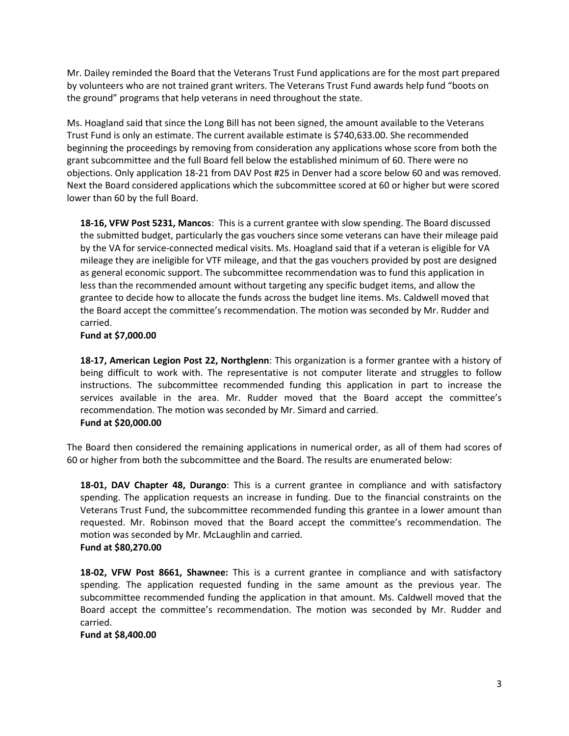Mr. Dailey reminded the Board that the Veterans Trust Fund applications are for the most part prepared by volunteers who are not trained grant writers. The Veterans Trust Fund awards help fund "boots on the ground" programs that help veterans in need throughout the state.

Ms. Hoagland said that since the Long Bill has not been signed, the amount available to the Veterans Trust Fund is only an estimate. The current available estimate is $740,633.00. She recommended beginning the proceedings by removing from consideration any applications whose score from both the grant subcommittee and the full Board fell below the established minimum of 60. There were no objections. Only application 18-21 from DAV Post #25 in Denver had a score below 60 and was removed. Next the Board considered applications which the subcommittee scored at 60 or higher but were scored lower than 60 by the full Board.

**18-16, VFW Post 5231, Mancos**: This is a current grantee with slow spending. The Board discussed the submitted budget, particularly the gas vouchers since some veterans can have their mileage paid by the VA for service-connected medical visits. Ms. Hoagland said that if a veteran is eligible for VA mileage they are ineligible for VTF mileage, and that the gas vouchers provided by post are designed as general economic support. The subcommittee recommendation was to fund this application in less than the recommended amount without targeting any specific budget items, and allow the grantee to decide how to allocate the funds across the budget line items. Ms. Caldwell moved that the Board accept the committee's recommendation. The motion was seconded by Mr. Rudder and carried.
**Fund at $7,000.00**

**18-17, American Legion Post 22, Northglenn**: This organization is a former grantee with a history of being difficult to work with. The representative is not computer literate and struggles to follow instructions. The subcommittee recommended funding this application in part to increase the services available in the area. Mr. Rudder moved that the Board accept the committee's recommendation. The motion was seconded by Mr. Simard and carried.
**Fund at $20,000.00**

The Board then considered the remaining applications in numerical order, as all of them had scores of 60 or higher from both the subcommittee and the Board. The results are enumerated below:

**18-01, DAV Chapter 48, Durango**: This is a current grantee in compliance and with satisfactory spending. The application requests an increase in funding. Due to the financial constraints on the Veterans Trust Fund, the subcommittee recommended funding this grantee in a lower amount than requested. Mr. Robinson moved that the Board accept the committee's recommendation. The motion was seconded by Mr. McLaughlin and carried.
**Fund at $80,270.00**

**18-02, VFW Post 8661, Shawnee:** This is a current grantee in compliance and with satisfactory spending. The application requested funding in the same amount as the previous year. The subcommittee recommended funding the application in that amount. Ms. Caldwell moved that the Board accept the committee's recommendation. The motion was seconded by Mr. Rudder and carried.
**Fund at $8,400.00**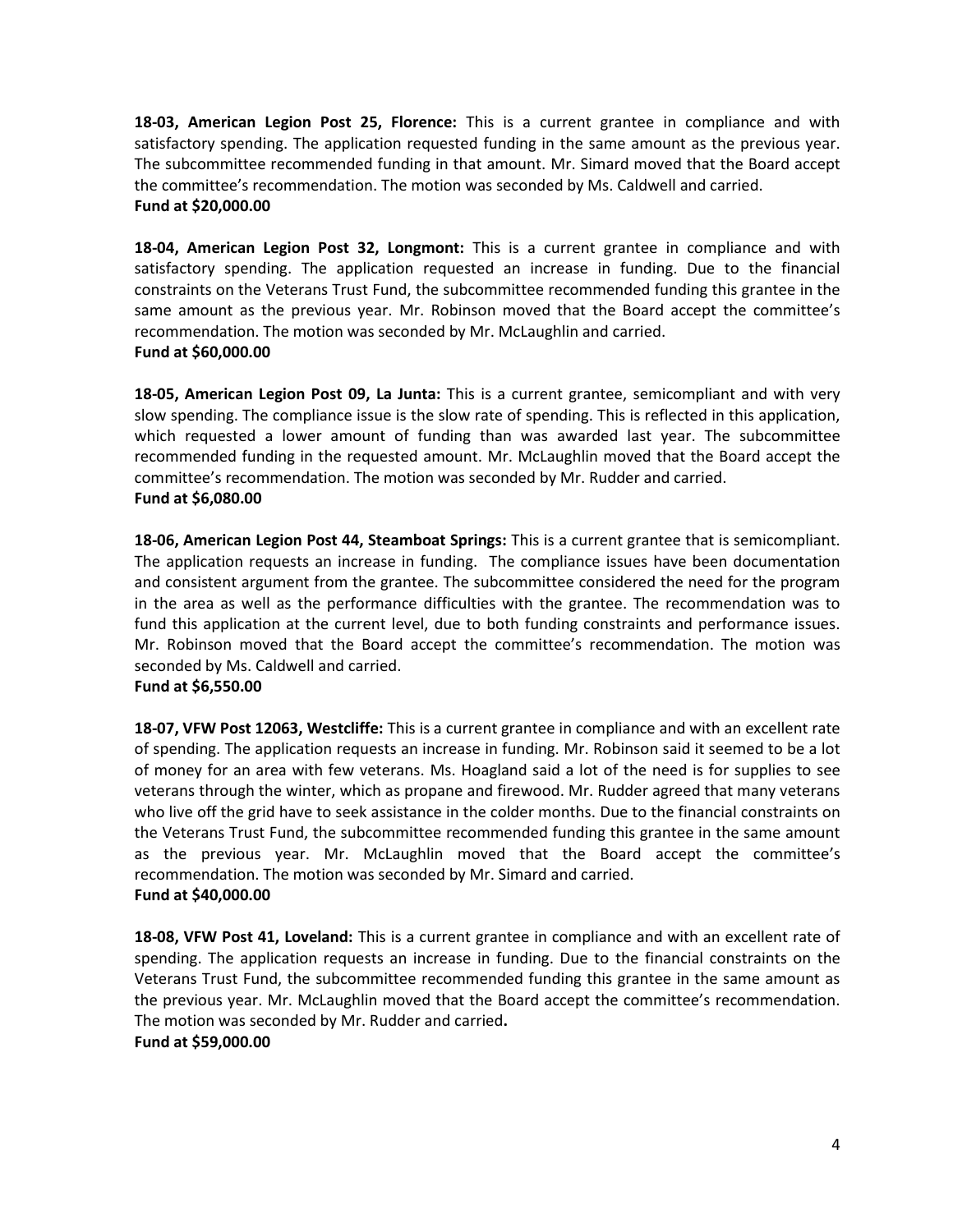**18-03, American Legion Post 25, Florence:** This is a current grantee in compliance and with satisfactory spending. The application requested funding in the same amount as the previous year. The subcommittee recommended funding in that amount. Mr. Simard moved that the Board accept the committee's recommendation. The motion was seconded by Ms. Caldwell and carried.
**Fund at $20,000.00**

**18-04, American Legion Post 32, Longmont:** This is a current grantee in compliance and with satisfactory spending. The application requested an increase in funding. Due to the financial constraints on the Veterans Trust Fund, the subcommittee recommended funding this grantee in the same amount as the previous year. Mr. Robinson moved that the Board accept the committee's recommendation. The motion was seconded by Mr. McLaughlin and carried.
**Fund at $60,000.00**

**18-05, American Legion Post 09, La Junta:** This is a current grantee, semicompliant and with very slow spending. The compliance issue is the slow rate of spending. This is reflected in this application, which requested a lower amount of funding than was awarded last year. The subcommittee recommended funding in the requested amount. Mr. McLaughlin moved that the Board accept the committee's recommendation. The motion was seconded by Mr. Rudder and carried.
**Fund at $6,080.00**

**18-06, American Legion Post 44, Steamboat Springs:** This is a current grantee that is semicompliant. The application requests an increase in funding. The compliance issues have been documentation and consistent argument from the grantee. The subcommittee considered the need for the program in the area as well as the performance difficulties with the grantee. The recommendation was to fund this application at the current level, due to both funding constraints and performance issues. Mr. Robinson moved that the Board accept the committee's recommendation. The motion was seconded by Ms. Caldwell and carried.
**Fund at $6,550.00**

**18-07, VFW Post 12063, Westcliffe:** This is a current grantee in compliance and with an excellent rate of spending. The application requests an increase in funding. Mr. Robinson said it seemed to be a lot of money for an area with few veterans. Ms. Hoagland said a lot of the need is for supplies to see veterans through the winter, which as propane and firewood. Mr. Rudder agreed that many veterans who live off the grid have to seek assistance in the colder months. Due to the financial constraints on the Veterans Trust Fund, the subcommittee recommended funding this grantee in the same amount as the previous year. Mr. McLaughlin moved that the Board accept the committee's recommendation. The motion was seconded by Mr. Simard and carried.
**Fund at $40,000.00**

**18-08, VFW Post 41, Loveland:** This is a current grantee in compliance and with an excellent rate of spending. The application requests an increase in funding. Due to the financial constraints on the Veterans Trust Fund, the subcommittee recommended funding this grantee in the same amount as the previous year. Mr. McLaughlin moved that the Board accept the committee's recommendation. The motion was seconded by Mr. Rudder and carried.
**Fund at $59,000.00**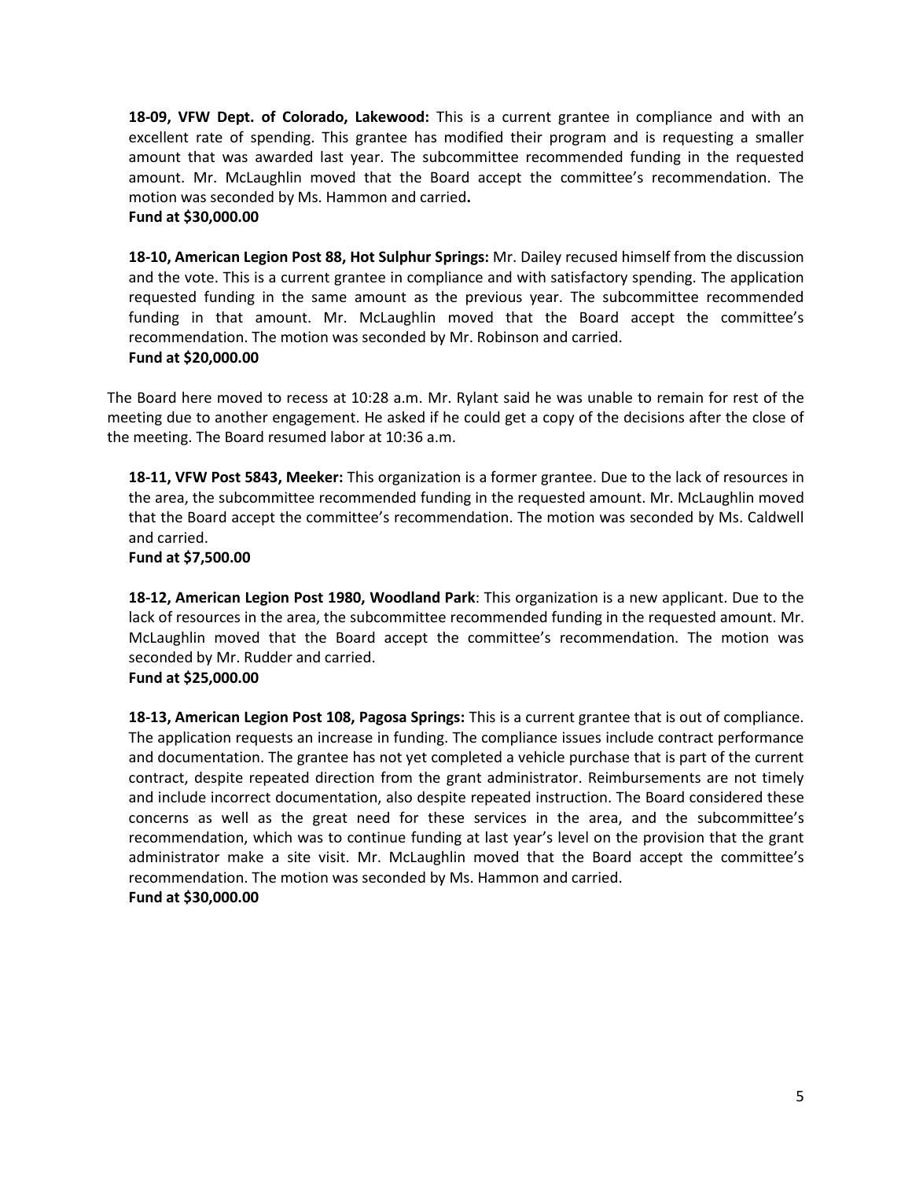**18-09, VFW Dept. of Colorado, Lakewood:** This is a current grantee in compliance and with an excellent rate of spending. This grantee has modified their program and is requesting a smaller amount that was awarded last year. The subcommittee recommended funding in the requested amount. Mr. McLaughlin moved that the Board accept the committee's recommendation. The motion was seconded by Ms. Hammon and carried**.**
**Fund at $30,000.00**

**18-10, American Legion Post 88, Hot Sulphur Springs:** Mr. Dailey recused himself from the discussion and the vote. This is a current grantee in compliance and with satisfactory spending. The application requested funding in the same amount as the previous year. The subcommittee recommended funding in that amount. Mr. McLaughlin moved that the Board accept the committee's recommendation. The motion was seconded by Mr. Robinson and carried.
**Fund at $20,000.00**

The Board here moved to recess at 10:28 a.m. Mr. Rylant said he was unable to remain for rest of the meeting due to another engagement. He asked if he could get a copy of the decisions after the close of the meeting. The Board resumed labor at 10:36 a.m.

**18-11, VFW Post 5843, Meeker:** This organization is a former grantee. Due to the lack of resources in the area, the subcommittee recommended funding in the requested amount. Mr. McLaughlin moved that the Board accept the committee's recommendation. The motion was seconded by Ms. Caldwell and carried.
**Fund at $7,500.00**

**18-12, American Legion Post 1980, Woodland Park**: This organization is a new applicant. Due to the lack of resources in the area, the subcommittee recommended funding in the requested amount. Mr. McLaughlin moved that the Board accept the committee's recommendation. The motion was seconded by Mr. Rudder and carried.
**Fund at $25,000.00**

**18-13, American Legion Post 108, Pagosa Springs:** This is a current grantee that is out of compliance. The application requests an increase in funding. The compliance issues include contract performance and documentation. The grantee has not yet completed a vehicle purchase that is part of the current contract, despite repeated direction from the grant administrator. Reimbursements are not timely and include incorrect documentation, also despite repeated instruction. The Board considered these concerns as well as the great need for these services in the area, and the subcommittee's recommendation, which was to continue funding at last year's level on the provision that the grant administrator make a site visit. Mr. McLaughlin moved that the Board accept the committee's recommendation. The motion was seconded by Ms. Hammon and carried.
**Fund at $30,000.00**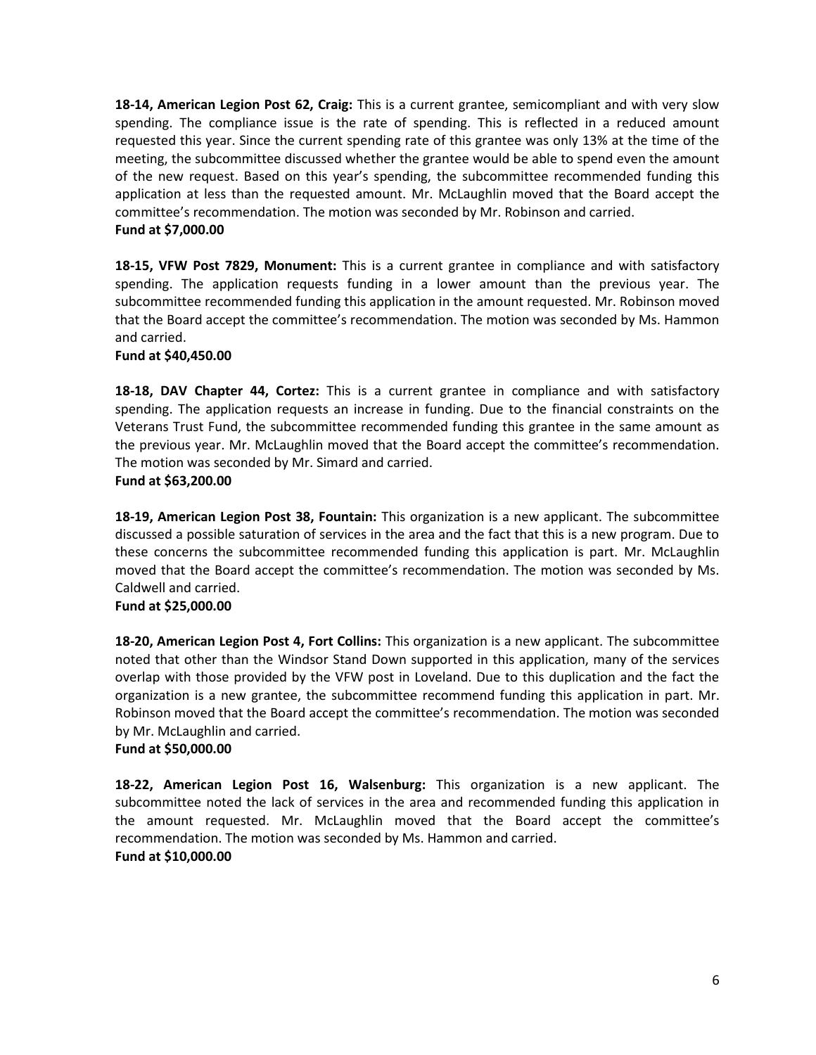**18-14, American Legion Post 62, Craig:** This is a current grantee, semicompliant and with very slow spending. The compliance issue is the rate of spending. This is reflected in a reduced amount requested this year. Since the current spending rate of this grantee was only 13% at the time of the meeting, the subcommittee discussed whether the grantee would be able to spend even the amount of the new request. Based on this year's spending, the subcommittee recommended funding this application at less than the requested amount. Mr. McLaughlin moved that the Board accept the committee's recommendation. The motion was seconded by Mr. Robinson and carried.
**Fund at $7,000.00**

**18-15, VFW Post 7829, Monument:** This is a current grantee in compliance and with satisfactory spending. The application requests funding in a lower amount than the previous year. The subcommittee recommended funding this application in the amount requested. Mr. Robinson moved that the Board accept the committee's recommendation. The motion was seconded by Ms. Hammon and carried.
**Fund at $40,450.00**

**18-18, DAV Chapter 44, Cortez:** This is a current grantee in compliance and with satisfactory spending. The application requests an increase in funding. Due to the financial constraints on the Veterans Trust Fund, the subcommittee recommended funding this grantee in the same amount as the previous year. Mr. McLaughlin moved that the Board accept the committee's recommendation. The motion was seconded by Mr. Simard and carried.
**Fund at $63,200.00**

**18-19, American Legion Post 38, Fountain:** This organization is a new applicant. The subcommittee discussed a possible saturation of services in the area and the fact that this is a new program. Due to these concerns the subcommittee recommended funding this application is part. Mr. McLaughlin moved that the Board accept the committee's recommendation. The motion was seconded by Ms. Caldwell and carried.
**Fund at $25,000.00**

**18-20, American Legion Post 4, Fort Collins:** This organization is a new applicant. The subcommittee noted that other than the Windsor Stand Down supported in this application, many of the services overlap with those provided by the VFW post in Loveland. Due to this duplication and the fact the organization is a new grantee, the subcommittee recommend funding this application in part. Mr. Robinson moved that the Board accept the committee's recommendation. The motion was seconded by Mr. McLaughlin and carried.
**Fund at $50,000.00**

**18-22, American Legion Post 16, Walsenburg:** This organization is a new applicant. The subcommittee noted the lack of services in the area and recommended funding this application in the amount requested. Mr. McLaughlin moved that the Board accept the committee's recommendation. The motion was seconded by Ms. Hammon and carried.
**Fund at $10,000.00**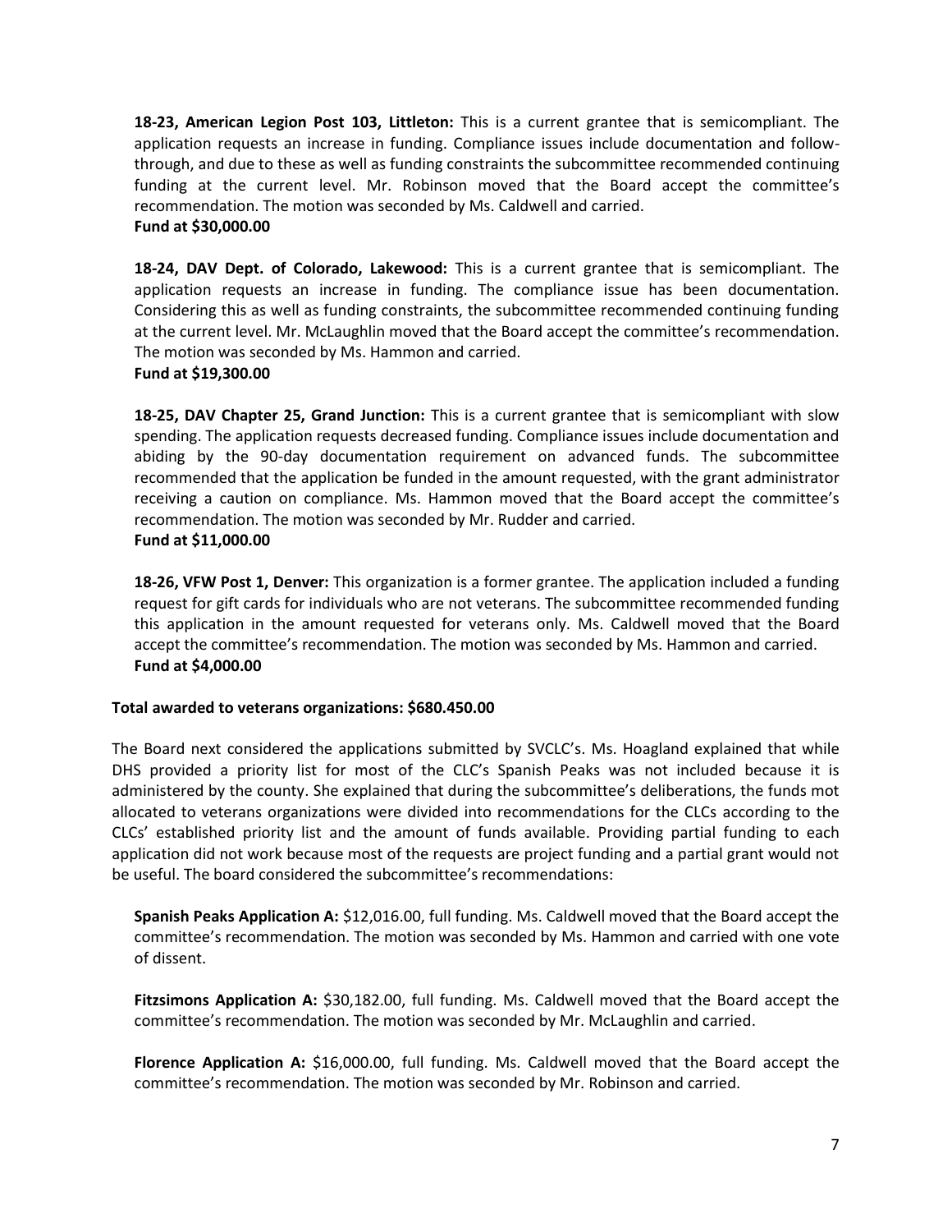**18-23, American Legion Post 103, Littleton:** This is a current grantee that is semicompliant. The application requests an increase in funding. Compliance issues include documentation and follow-through, and due to these as well as funding constraints the subcommittee recommended continuing funding at the current level. Mr. Robinson moved that the Board accept the committee's recommendation. The motion was seconded by Ms. Caldwell and carried.
**Fund at $30,000.00**

**18-24, DAV Dept. of Colorado, Lakewood:** This is a current grantee that is semicompliant. The application requests an increase in funding. The compliance issue has been documentation. Considering this as well as funding constraints, the subcommittee recommended continuing funding at the current level. Mr. McLaughlin moved that the Board accept the committee's recommendation. The motion was seconded by Ms. Hammon and carried.
**Fund at $19,300.00**

**18-25, DAV Chapter 25, Grand Junction:** This is a current grantee that is semicompliant with slow spending. The application requests decreased funding. Compliance issues include documentation and abiding by the 90-day documentation requirement on advanced funds. The subcommittee recommended that the application be funded in the amount requested, with the grant administrator receiving a caution on compliance. Ms. Hammon moved that the Board accept the committee's recommendation. The motion was seconded by Mr. Rudder and carried.
**Fund at $11,000.00**

**18-26, VFW Post 1, Denver:** This organization is a former grantee. The application included a funding request for gift cards for individuals who are not veterans. The subcommittee recommended funding this application in the amount requested for veterans only. Ms. Caldwell moved that the Board accept the committee's recommendation. The motion was seconded by Ms. Hammon and carried.
**Fund at $4,000.00**

**Total awarded to veterans organizations: $680.450.00**

The Board next considered the applications submitted by SVCLC's. Ms. Hoagland explained that while DHS provided a priority list for most of the CLC's Spanish Peaks was not included because it is administered by the county. She explained that during the subcommittee's deliberations, the funds mot allocated to veterans organizations were divided into recommendations for the CLCs according to the CLCs' established priority list and the amount of funds available. Providing partial funding to each application did not work because most of the requests are project funding and a partial grant would not be useful. The board considered the subcommittee's recommendations:

**Spanish Peaks Application A:** $12,016.00, full funding. Ms. Caldwell moved that the Board accept the committee's recommendation. The motion was seconded by Ms. Hammon and carried with one vote of dissent.

**Fitzsimons Application A:** $30,182.00, full funding. Ms. Caldwell moved that the Board accept the committee's recommendation. The motion was seconded by Mr. McLaughlin and carried.

**Florence Application A:** $16,000.00, full funding. Ms. Caldwell moved that the Board accept the committee's recommendation. The motion was seconded by Mr. Robinson and carried.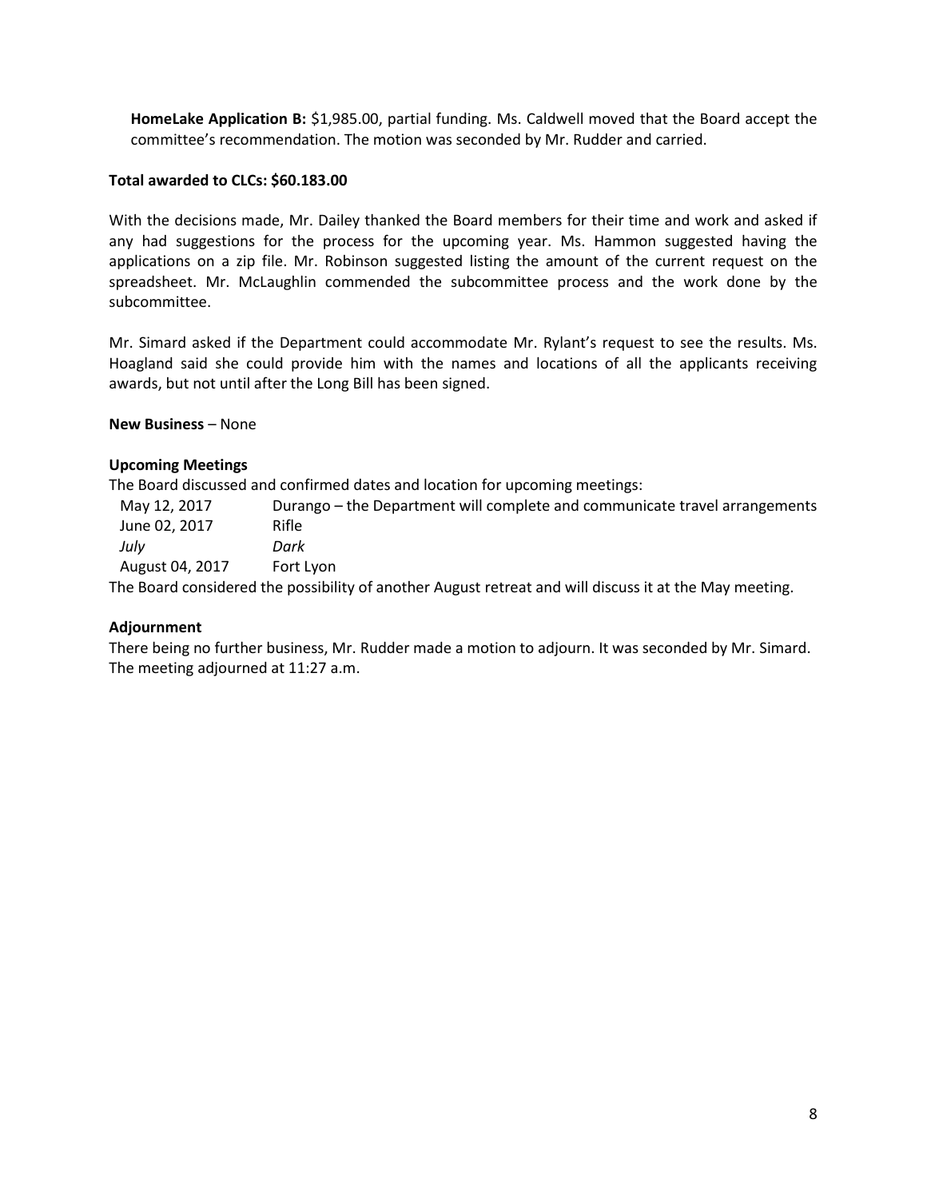**HomeLake Application B:** $1,985.00, partial funding. Ms. Caldwell moved that the Board accept the committee's recommendation. The motion was seconded by Mr. Rudder and carried.

**Total awarded to CLCs: $60.183.00**

With the decisions made, Mr. Dailey thanked the Board members for their time and work and asked if any had suggestions for the process for the upcoming year. Ms. Hammon suggested having the applications on a zip file. Mr. Robinson suggested listing the amount of the current request on the spreadsheet. Mr. McLaughlin commended the subcommittee process and the work done by the subcommittee.

Mr. Simard asked if the Department could accommodate Mr. Rylant's request to see the results. Ms. Hoagland said she could provide him with the names and locations of all the applicants receiving awards, but not until after the Long Bill has been signed.

**New Business** – None

**Upcoming Meetings**

The Board discussed and confirmed dates and location for upcoming meetings:

| | |
|---|---|
| May 12, 2017 | Durango – the Department will complete and communicate travel arrangements |
| June 02, 2017 | Rifle |
| *July* | *Dark* |
| August 04, 2017 | Fort Lyon |

The Board considered the possibility of another August retreat and will discuss it at the May meeting.

**Adjournment**

There being no further business, Mr. Rudder made a motion to adjourn. It was seconded by Mr. Simard. The meeting adjourned at 11:27 a.m.